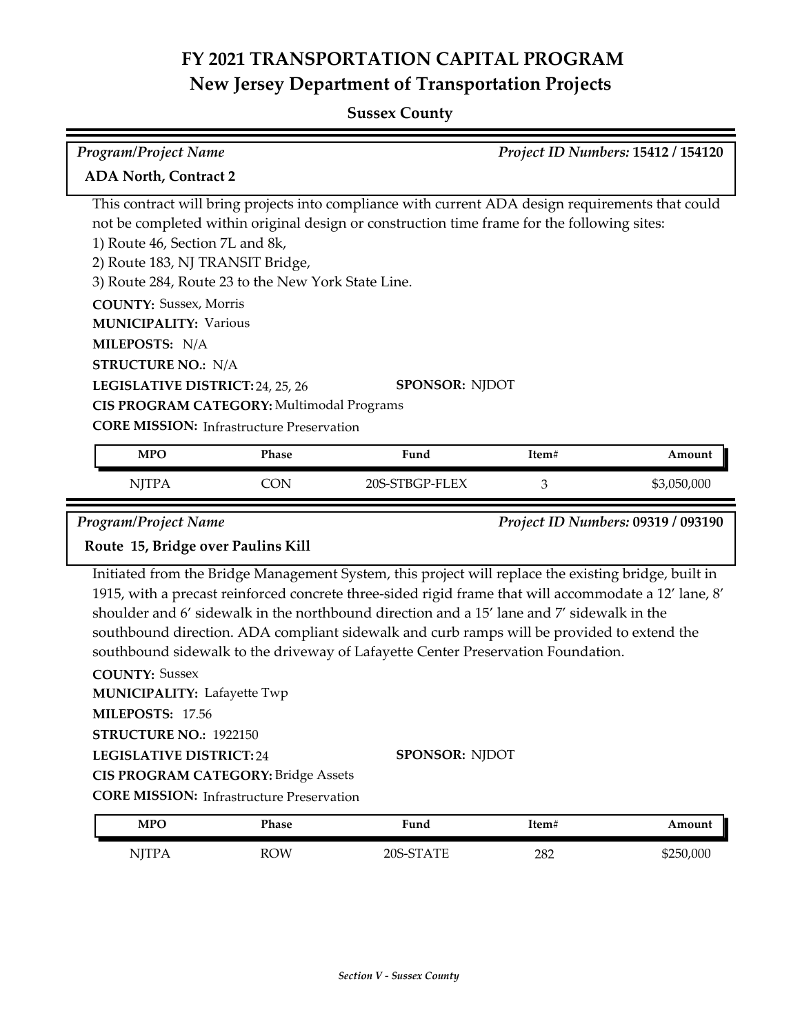# FY 2021 TRANSPORTATION CAPITAL PROGRAM

## New Jersey Department of Transportation Projects

### Sussex County

*Program/Project Name* | *Project ID Numbers:* **15412 / 154120**

**ADA North, Contract 2**

This contract will bring projects into compliance with current ADA design requirements that could not be completed within original design or construction time frame for the following sites:
1) Route 46, Section 7L and 8k,
2) Route 183, NJ TRANSIT Bridge,
3) Route 284, Route 23 to the New York State Line.

**COUNTY:** Sussex, Morris
**MUNICIPALITY:** Various
**MILEPOSTS:** N/A
**STRUCTURE NO.:** N/A
**LEGISLATIVE DISTRICT:** 24, 25, 26
**SPONSOR:** NJDOT
**CIS PROGRAM CATEGORY:** Multimodal Programs
**CORE MISSION:** Infrastructure Preservation

| MPO | Phase | Fund | Item# | Amount |
|---|---|---|---|---|
| NJTPA | CON | 20S-STBGP-FLEX | 3 | $3,050,000 |

*Program/Project Name* | *Project ID Numbers:* **09319 / 093190**

**Route 15, Bridge over Paulins Kill**

Initiated from the Bridge Management System, this project will replace the existing bridge, built in 1915, with a precast reinforced concrete three-sided rigid frame that will accommodate a 12' lane, 8' shoulder and 6' sidewalk in the northbound direction and a 15' lane and 7' sidewalk in the southbound direction. ADA compliant sidewalk and curb ramps will be provided to extend the southbound sidewalk to the driveway of Lafayette Center Preservation Foundation.

**COUNTY:** Sussex
**MUNICIPALITY:** Lafayette Twp
**MILEPOSTS:** 17.56
**STRUCTURE NO.:** 1922150
**LEGISLATIVE DISTRICT:** 24
**SPONSOR:** NJDOT
**CIS PROGRAM CATEGORY:** Bridge Assets
**CORE MISSION:** Infrastructure Preservation

| MPO | Phase | Fund | Item# | Amount |
|---|---|---|---|---|
| NJTPA | ROW | 20S-STATE | 282 | $250,000 |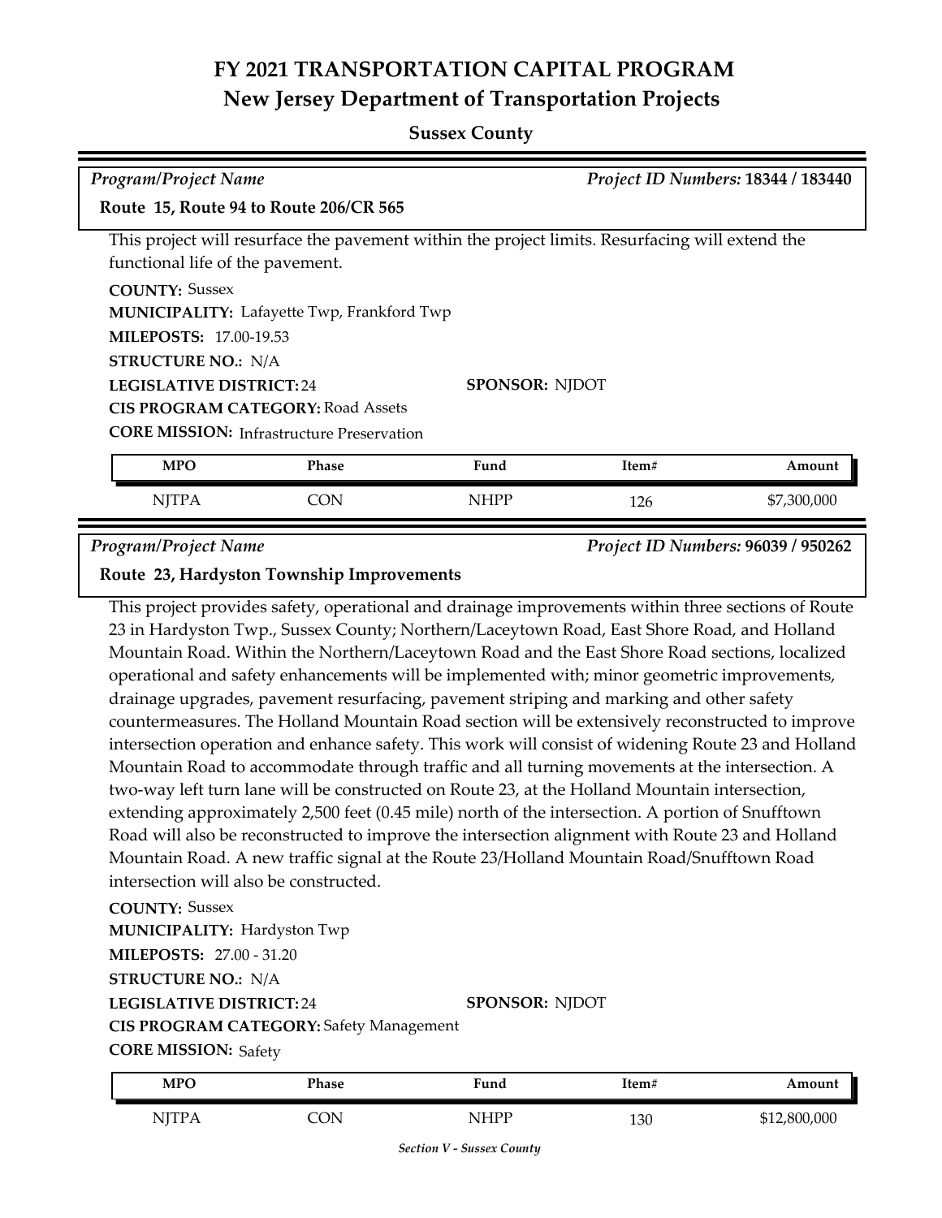# FY 2021 TRANSPORTATION CAPITAL PROGRAM
## New Jersey Department of Transportation Projects

### Sussex County

*Program/Project Name* | *Project ID Numbers:* **18344 / 183440**

**Route 15, Route 94 to Route 206/CR 565**

This project will resurface the pavement within the project limits. Resurfacing will extend the functional life of the pavement.

**COUNTY:** Sussex
**MUNICIPALITY:** Lafayette Twp, Frankford Twp
**MILEPOSTS:** 17.00-19.53
**STRUCTURE NO.:** N/A
**LEGISLATIVE DISTRICT:** 24
**SPONSOR:** NJDOT
**CIS PROGRAM CATEGORY:** Road Assets
**CORE MISSION:** Infrastructure Preservation

| MPO | Phase | Fund | Item# | Amount |
|---|---|---|---|---|
| NJTPA | CON | NHPP | 126 | $7,300,000 |

*Program/Project Name* | *Project ID Numbers:* **96039 / 950262**

**Route 23, Hardyston Township Improvements**

This project provides safety, operational and drainage improvements within three sections of Route 23 in Hardyston Twp., Sussex County; Northern/Laceytown Road, East Shore Road, and Holland Mountain Road. Within the Northern/Laceytown Road and the East Shore Road sections, localized operational and safety enhancements will be implemented with; minor geometric improvements, drainage upgrades, pavement resurfacing, pavement striping and marking and other safety countermeasures. The Holland Mountain Road section will be extensively reconstructed to improve intersection operation and enhance safety. This work will consist of widening Route 23 and Holland Mountain Road to accommodate through traffic and all turning movements at the intersection. A two-way left turn lane will be constructed on Route 23, at the Holland Mountain intersection, extending approximately 2,500 feet (0.45 mile) north of the intersection. A portion of Snufftown Road will also be reconstructed to improve the intersection alignment with Route 23 and Holland Mountain Road. A new traffic signal at the Route 23/Holland Mountain Road/Snufftown Road intersection will also be constructed.

**COUNTY:** Sussex
**MUNICIPALITY:** Hardyston Twp
**MILEPOSTS:** 27.00 - 31.20
**STRUCTURE NO.:** N/A
**LEGISLATIVE DISTRICT:** 24
**SPONSOR:** NJDOT
**CIS PROGRAM CATEGORY:** Safety Management
**CORE MISSION:** Safety

| MPO | Phase | Fund | Item# | Amount |
|---|---|---|---|---|
| NJTPA | CON | NHPP | 130 | $12,800,000 |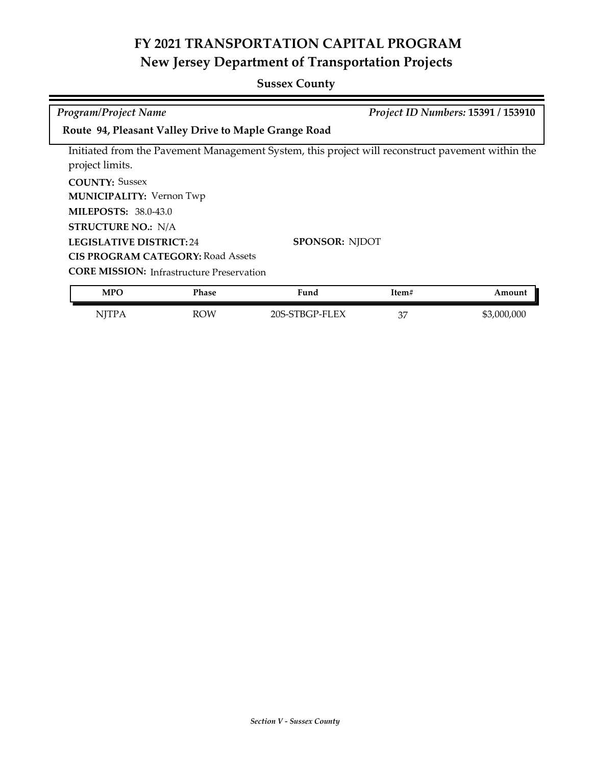# FY 2021 TRANSPORTATION CAPITAL PROGRAM
## New Jersey Department of Transportation Projects

### Sussex County

*Program/Project Name* *Project ID Numbers:* **15391 / 153910**

**Route 94, Pleasant Valley Drive to Maple Grange Road**

Initiated from the Pavement Management System, this project will reconstruct pavement within the project limits.

**COUNTY:** Sussex
**MUNICIPALITY:** Vernon Twp
**MILEPOSTS:** 38.0-43.0
**STRUCTURE NO.:** N/A
**LEGISLATIVE DISTRICT:** 24
**SPONSOR:** NJDOT
**CIS PROGRAM CATEGORY:** Road Assets
**CORE MISSION:** Infrastructure Preservation

| MPO | Phase | Fund | Item# | Amount |
|---|---|---|---|---|
| NJTPA | ROW | 20S-STBGP-FLEX | 37 | $3,000,000 |